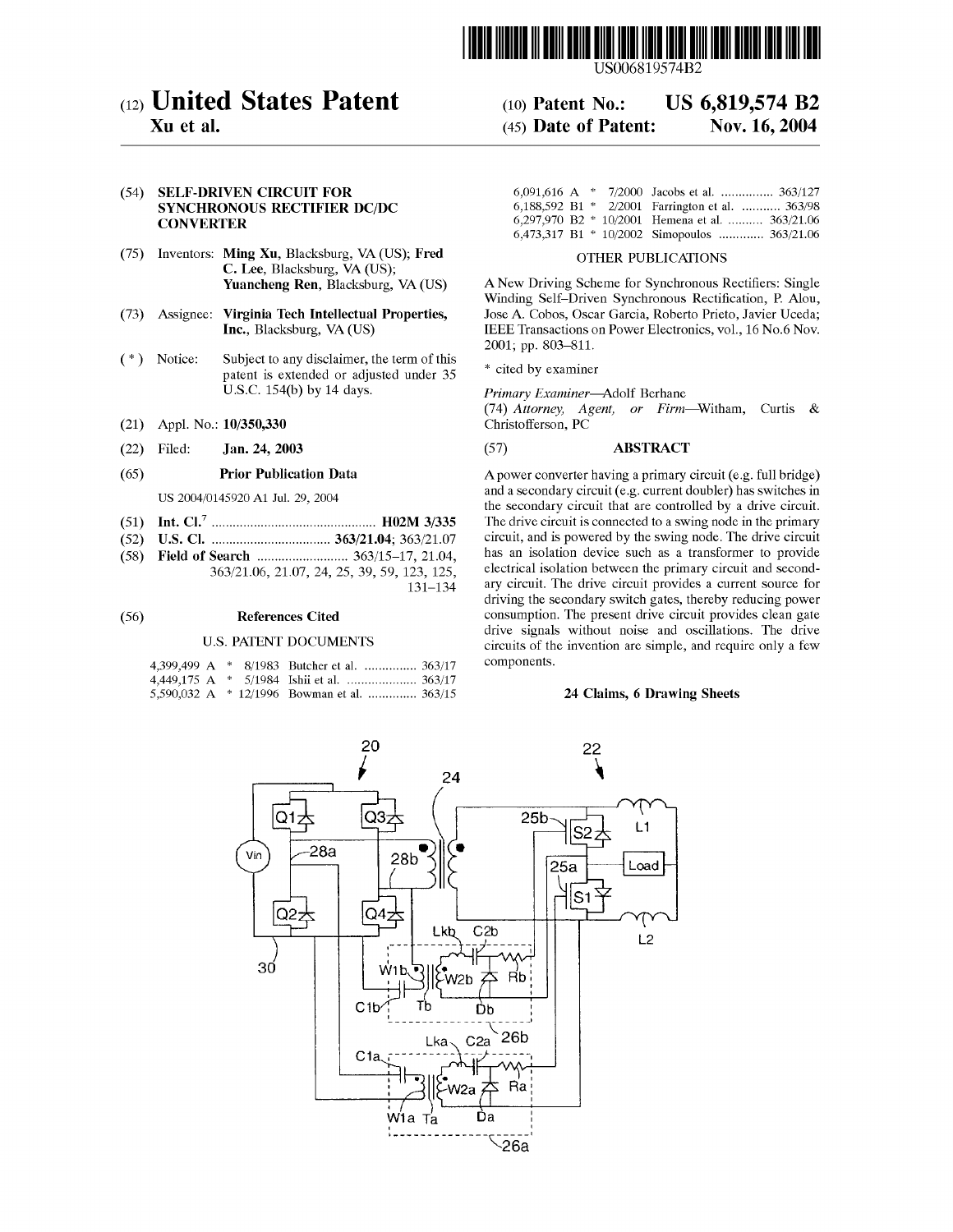# (12) United States Patent
**Xu et al.**

(10) Patent No.: **US 6,819,574 B2**

(45) Date of Patent: **Nov. 16, 2004**

(54) **SELF-DRIVEN CIRCUIT FOR SYNCHRONOUS RECTIFIER DC/DC CONVERTER**

(75) Inventors: **Ming Xu**, Blacksburg, VA (US); **Fred C. Lee**, Blacksburg, VA (US); **Yuancheng Ren**, Blacksburg, VA (US)

(73) Assignee: **Virginia Tech Intellectual Properties, Inc.**, Blacksburg, VA (US)

( * ) Notice: Subject to any disclaimer, the term of this patent is extended or adjusted under 35 U.S.C. 154(b) by 14 days.

(21) Appl. No.: **10/350,330**

(22) Filed: **Jan. 24, 2003**

(65) **Prior Publication Data**

US 2004/0145920 A1 Jul. 29, 2004

(51) Int. Cl.[7] .................................................. **H02M 3/335**

(52) U.S. Cl. .................................. **363/21.04**; 363/21.07

(58) Field of Search .......................... 363/15–17, 21.04, 363/21.06, 21.07, 24, 25, 39, 59, 123, 125, 131–134

(56) **References Cited**

U.S. PATENT DOCUMENTS

| | | | |
|---|---|---|---|
| 4,399,499 A | * 8/1983 | Butcher et al. | 363/17 |
| 4,449,175 A | * 5/1984 | Ishii et al. | 363/17 |
| 5,590,032 A | * 12/1996 | Bowman et al. | 363/15 |
| 6,091,616 A | * 7/2000 | Jacobs et al. | 363/127 |
| 6,188,592 B1 | * 2/2001 | Farrington et al. | 363/98 |
| 6,297,970 B2 | * 10/2001 | Hemena et al. | 363/21.06 |
| 6,473,317 B1 | * 10/2002 | Simopoulos | 363/21.06 |

OTHER PUBLICATIONS

A New Driving Scheme for Synchronous Rectifiers: Single Winding Self-Driven Synchronous Rectification, P. Alou, Jose A. Cobos, Oscar Garcia, Roberto Prieto, Javier Uceda; IEEE Transactions on Power Electronics, vol., 16 No.6 Nov. 2001; pp. 803–811.

\* cited by examiner

*Primary Examiner*—Adolf Berhane

(74) *Attorney, Agent, or Firm*—Witham, Curtis & Christofferson, PC

(57) **ABSTRACT**

A power converter having a primary circuit (e.g. full bridge) and a secondary circuit (e.g. current doubler) has switches in the secondary circuit that are controlled by a drive circuit. The drive circuit is connected to a swing node in the primary circuit, and is powered by the swing node. The drive circuit has an isolation device such as a transformer to provide electrical isolation between the primary circuit and secondary circuit. The drive circuit provides a current source for driving the secondary switch gates, thereby reducing power consumption. The present drive circuit provides clean gate drive signals without noise and oscillations. The drive circuits of the invention are simple, and require only a few components.

**24 Claims, 6 Drawing Sheets**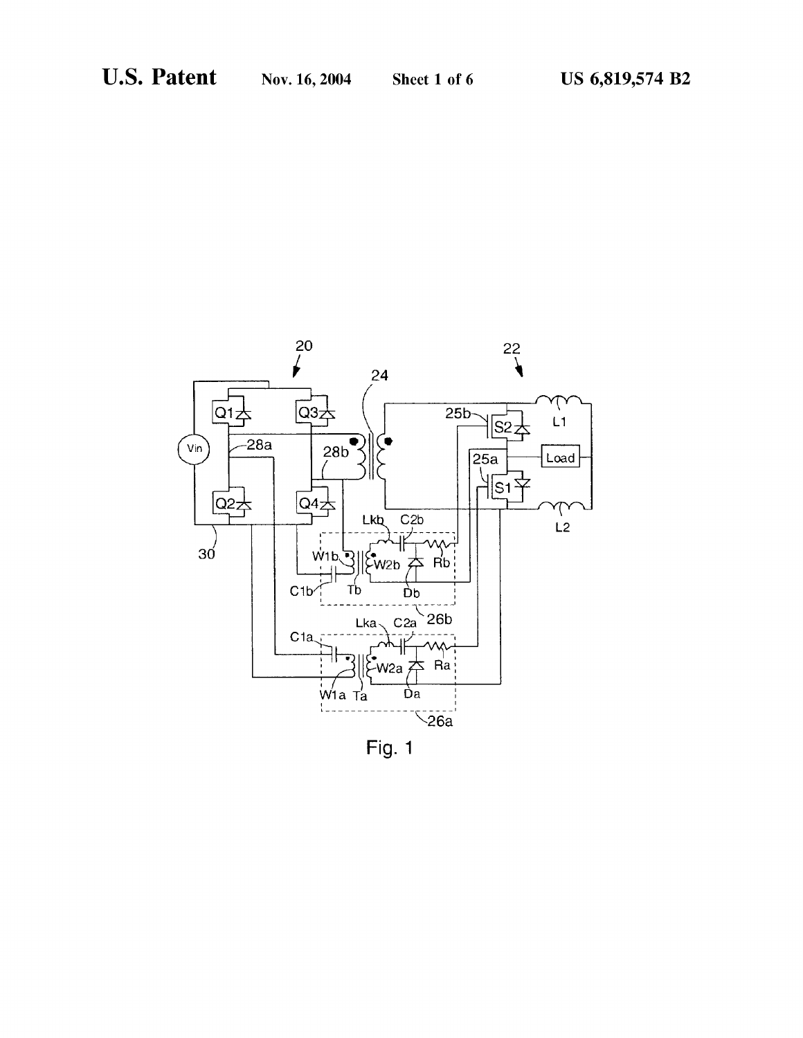Fig. 1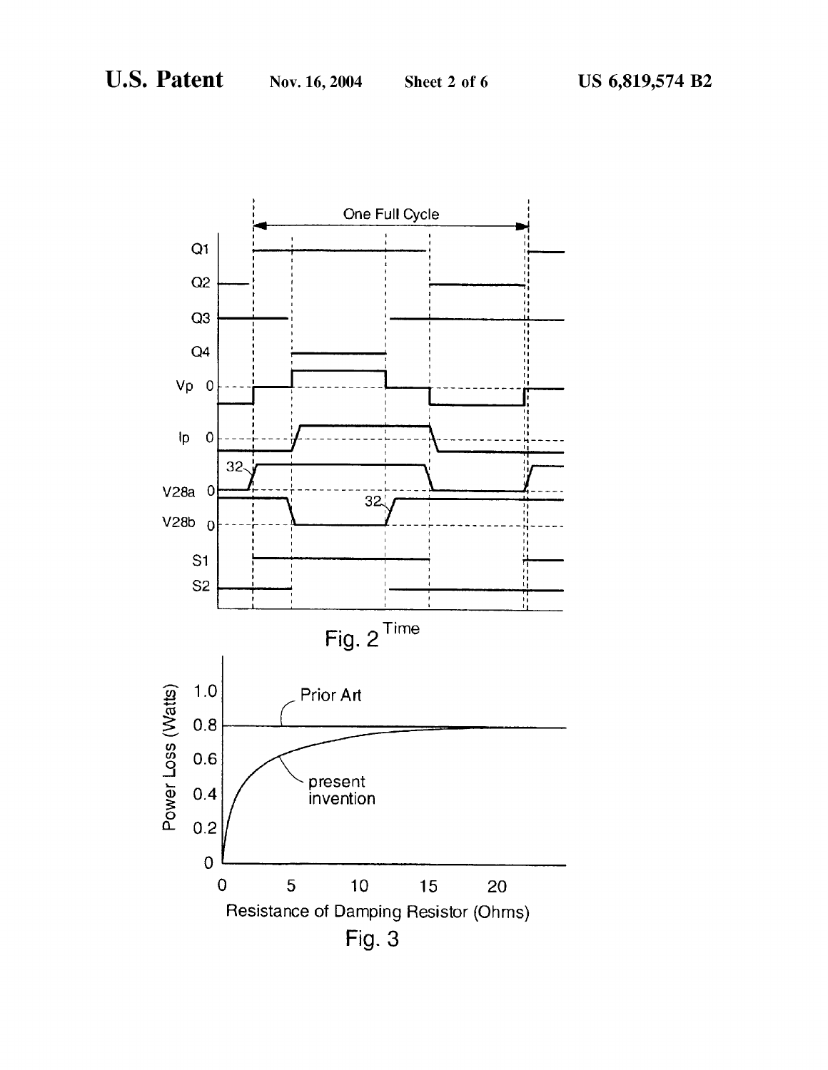Fig. 2

Fig. 3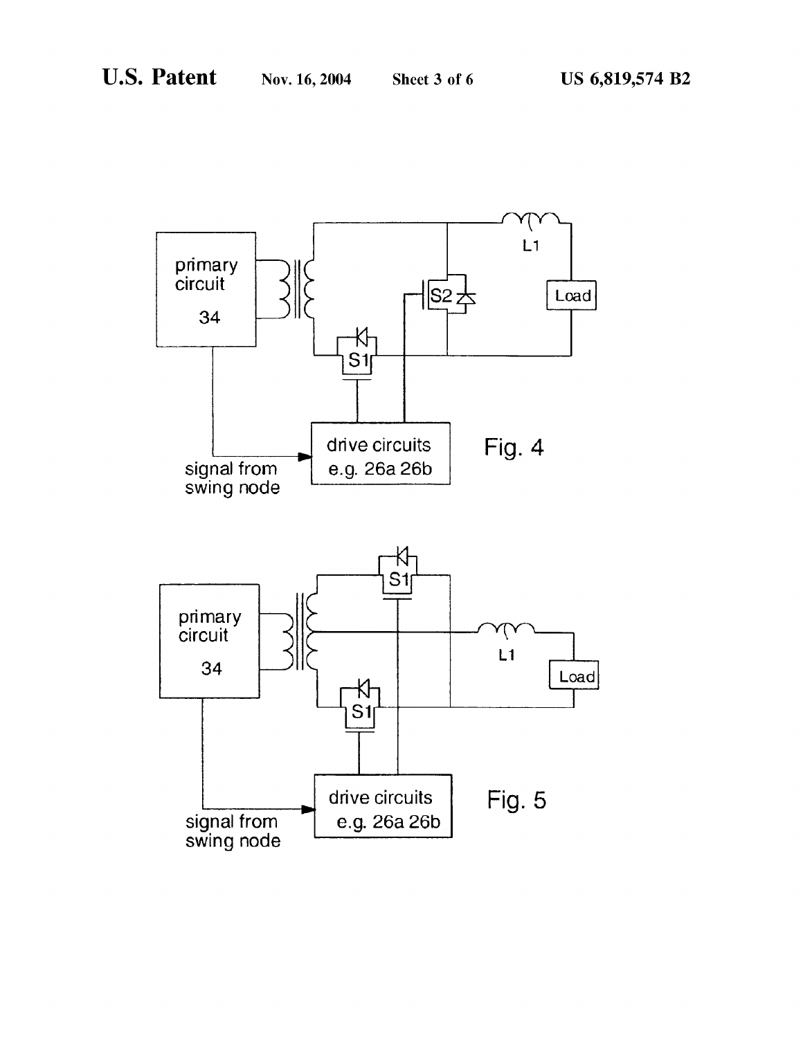primary circuit 34

L1

S2

Load

S1

drive circuits e.g. 26a 26b

signal from swing node

Fig. 4

primary circuit 34

S1

L1

Load

S1

drive circuits e.g. 26a 26b

signal from swing node

Fig. 5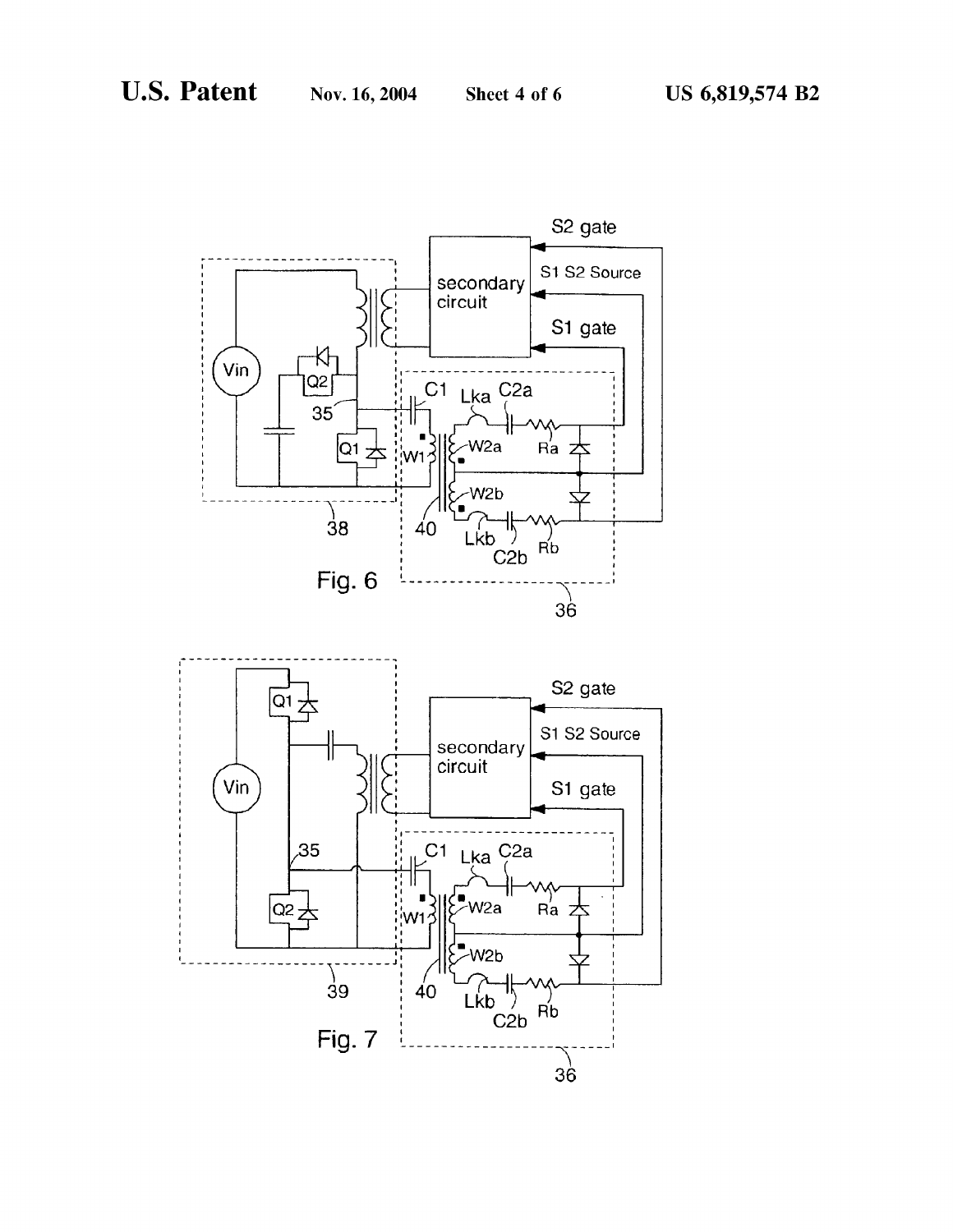Fig. 6

Fig. 7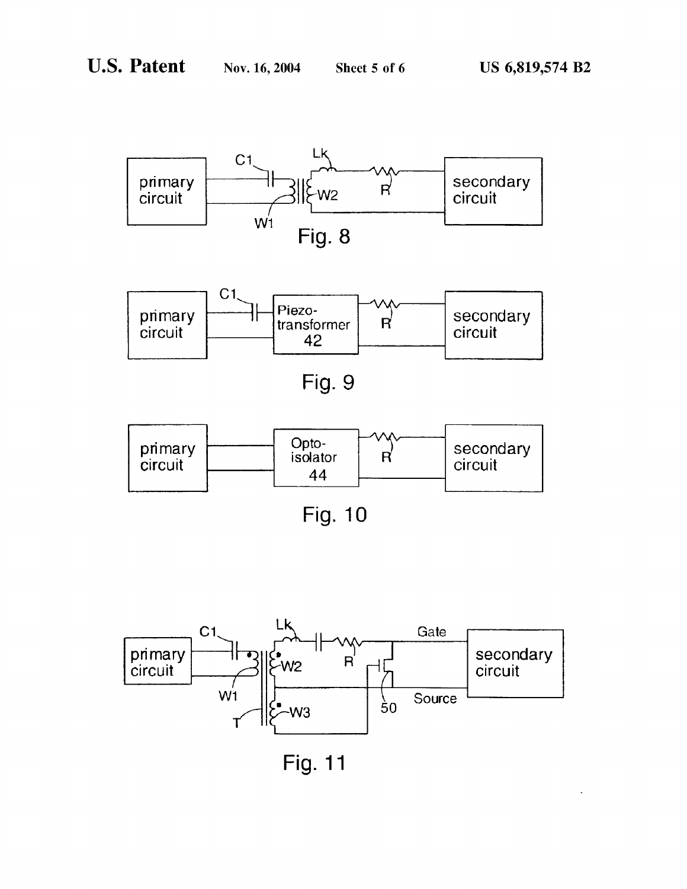primary circuit

C1

Lk

W2

R

secondary circuit

W1

Fig. 8

primary circuit

C1

Piezo-transformer 42

R

secondary circuit

Fig. 9

primary circuit

Opto-isolator 44

R

secondary circuit

Fig. 10

primary circuit

C1

Lk

W2

R

Gate

secondary circuit

W1

T

W3

50

Source

Fig. 11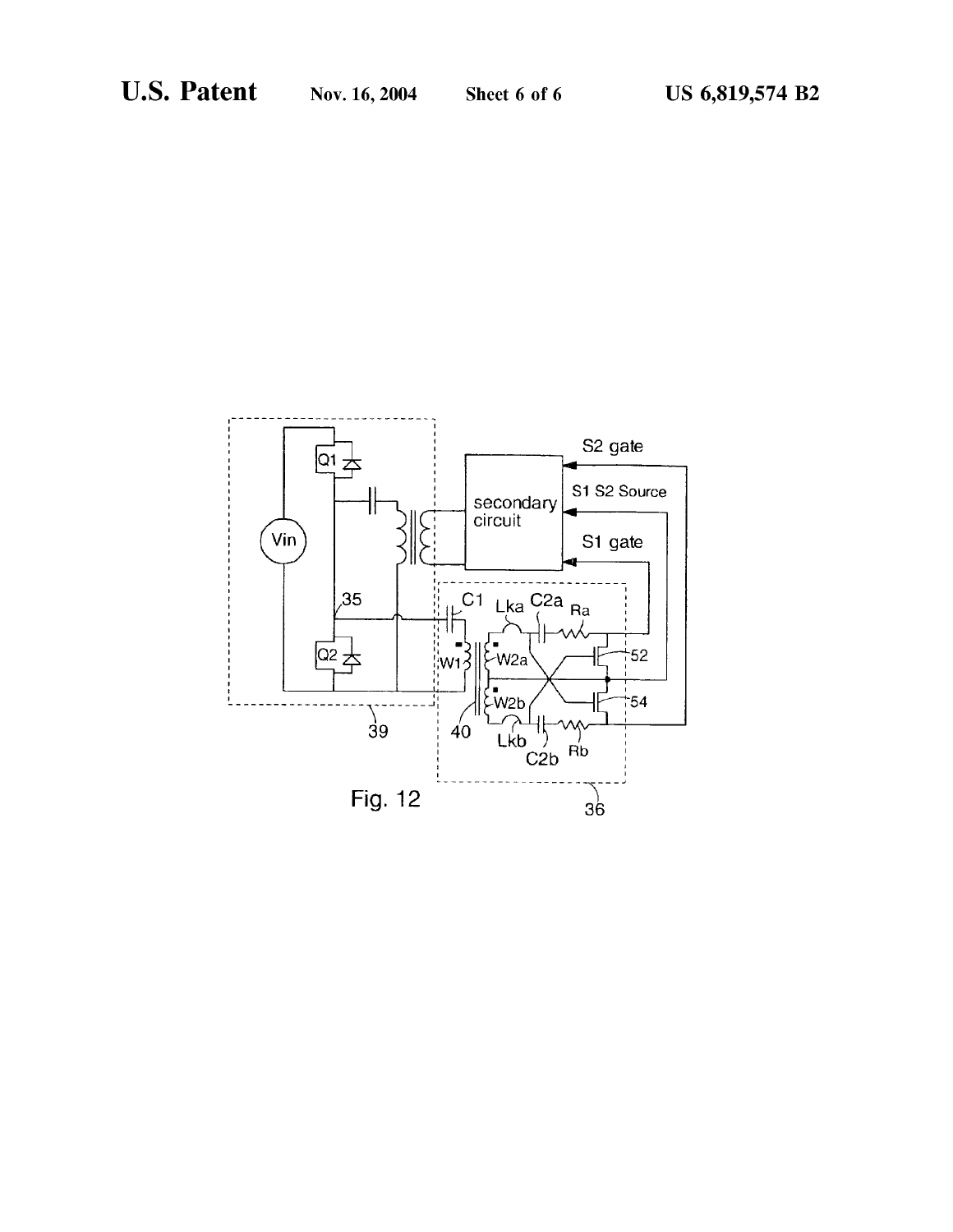Fig. 12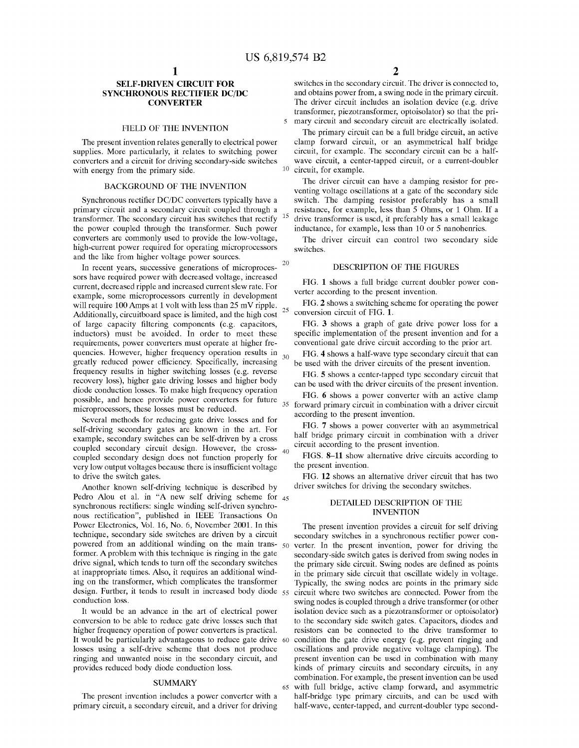# SELF-DRIVEN CIRCUIT FOR SYNCHRONOUS RECTIFIER DC/DC CONVERTER

## FIELD OF THE INVENTION

The present invention relates generally to electrical power supplies. More particularly, it relates to switching power converters and a circuit for driving secondary-side switches with energy from the primary side.

## BACKGROUND OF THE INVENTION

Synchronous rectifier DC/DC converters typically have a primary circuit and a secondary circuit coupled through a transformer. The secondary circuit has switches that rectify the power coupled through the transformer. Such power converters are commonly used to provide the low-voltage, high-current power required for operating microprocessors and the like from higher voltage power sources.

In recent years, successive generations of microprocessors have required power with decreased voltage, increased current, decreased ripple and increased current slew rate. For example, some microprocessors currently in development will require 100 Amps at 1 volt with less than 25 mV ripple. Additionally, circuitboard space is limited, and the high cost of large capacity filtering components (e.g. capacitors, inductors) must be avoided. In order to meet these requirements, power converters must operate at higher frequencies. However, higher frequency operation results in greatly reduced power efficiency. Specifically, increasing frequency results in higher switching losses (e.g. reverse recovery loss), higher gate driving losses and higher body diode conduction losses. To make high frequency operation possible, and hence provide power converters for future microprocessors, these losses must be reduced.

Several methods for reducing gate drive losses and for self-driving secondary gates are known in the art. For example, secondary switches can be self-driven by a cross coupled secondary circuit design. However, the cross-coupled secondary design does not function properly for very low output voltages because there is insufficient voltage to drive the switch gates.

Another known self-driving technique is described by Pedro Alou et al. in "A new self driving scheme for synchronous rectifiers: single winding self-driven synchronous rectification", published in IEEE Transactions On Power Electronics, Vol. 16, No. 6, November 2001. In this technique, secondary side switches are driven by a circuit powered from an additional winding on the main transformer. A problem with this technique is ringing in the gate drive signal, which tends to turn off the secondary switches at inappropriate times. Also, it requires an additional winding on the transformer, which complicates the transformer design. Further, it tends to result in increased body diode conduction loss.

It would be an advance in the art of electrical power conversion to be able to reduce gate drive losses such that higher frequency operation of power converters is practical. It would be particularly advantageous to reduce gate drive losses using a self-drive scheme that does not produce ringing and unwanted noise in the secondary circuit, and provides reduced body diode conduction loss.

## SUMMARY

The present invention includes a power converter with a primary circuit, a secondary circuit, and a driver for driving switches in the secondary circuit. The driver is connected to, and obtains power from, a swing node in the primary circuit. The driver circuit includes an isolation device (e.g. drive transformer, piezotransformer, optoisolator) so that the primary circuit and secondary circuit are electrically isolated.

The primary circuit can be a full bridge circuit, an active clamp forward circuit, or an asymmetrical half bridge circuit, for example. The secondary circuit can be a half-wave circuit, a center-tapped circuit, or a current-doubler circuit, for example.

The driver circuit can have a damping resistor for preventing voltage oscillations at a gate of the secondary side switch. The damping resistor preferably has a small resistance, for example, less than 5 Ohms, or 1 Ohm. If a drive transformer is used, it preferably has a small leakage inductance, for example, less than 10 or 5 nanohenries.

The driver circuit can control two secondary side switches.

## DESCRIPTION OF THE FIGURES

FIG. 1 shows a full bridge current doubler power converter according to the present invention.

FIG. 2 shows a switching scheme for operating the power conversion circuit of FIG. 1.

FIG. 3 shows a graph of gate drive power loss for a specific implementation of the present invention and for a conventional gate drive circuit according to the prior art.

FIG. 4 shows a half-wave type secondary circuit that can be used with the driver circuits of the present invention.

FIG. 5 shows a center-tapped type secondary circuit that can be used with the driver circuits of the present invention.

FIG. 6 shows a power converter with an active clamp forward primary circuit in combination with a driver circuit according to the present invention.

FIG. 7 shows a power converter with an asymmetrical half bridge primary circuit in combination with a driver circuit according to the present invention.

FIGS. 8–11 show alternative drive circuits according to the present invention.

FIG. 12 shows an alternative driver circuit that has two driver switches for driving the secondary switches.

## DETAILED DESCRIPTION OF THE INVENTION

The present invention provides a circuit for self driving secondary switches in a synchronous rectifier power converter. In the present invention, power for driving the secondary-side switch gates is derived from swing nodes in the primary side circuit. Swing nodes are defined as points in the primary side circuit that oscillate widely in voltage. Typically, the swing nodes are points in the primary side circuit where two switches are connected. Power from the swing nodes is coupled through a drive transformer (or other isolation device such as a piezotransformer or optoisolator) to the secondary side switch gates. Capacitors, diodes and resistors can be connected to the drive transformer to condition the gate drive energy (e.g. prevent ringing and oscillations and provide negative voltage clamping). The present invention can be used in combination with many kinds of primary circuits and secondary circuits, in any combination. For example, the present invention can be used with full bridge, active clamp forward, and asymmetric half-bridge type primary circuits, and can be used with half-wave, center-tapped, and current-doubler type second-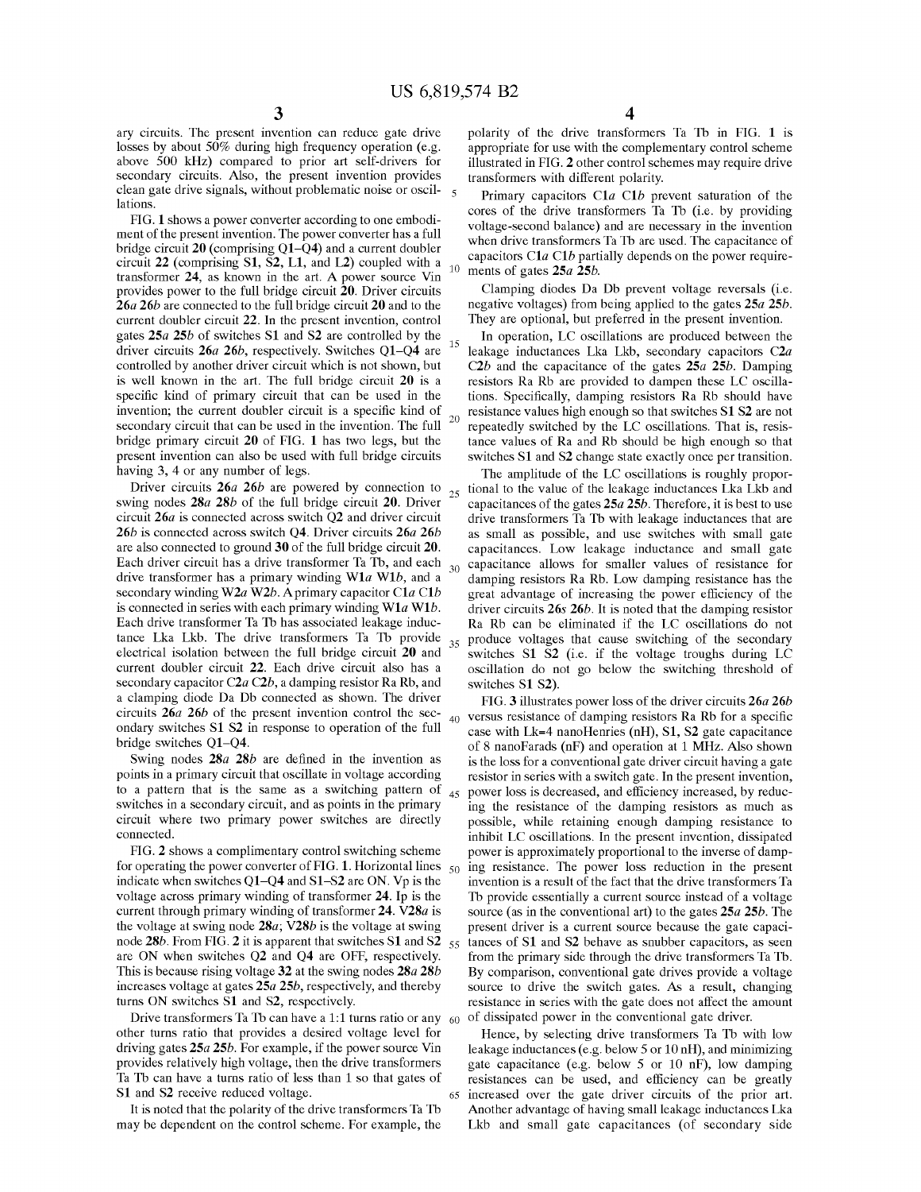ary circuits. The present invention can reduce gate drive losses by about 50% during high frequency operation (e.g. above 500 kHz) compared to prior art self-drivers for secondary circuits. Also, the present invention provides clean gate drive signals, without problematic noise or oscillations.

FIG. 1 shows a power converter according to one embodiment of the present invention. The power converter has a full bridge circuit 20 (comprising Q1–Q4) and a current doubler circuit 22 (comprising S1, S2, L1, and L2) coupled with a transformer 24, as known in the art. A power source Vin provides power to the full bridge circuit 20. Driver circuits 26*a* 26*b* are connected to the full bridge circuit 20 and to the current doubler circuit 22. In the present invention, control gates 25*a* 25*b* of switches S1 and S2 are controlled by the driver circuits 26*a* 26*b*, respectively. Switches Q1–Q4 are controlled by another driver circuit which is not shown, but is well known in the art. The full bridge circuit 20 is a specific kind of primary circuit that can be used in the invention; the current doubler circuit is a specific kind of secondary circuit that can be used in the invention. The full bridge primary circuit 20 of FIG. 1 has two legs, but the present invention can also be used with full bridge circuits having 3, 4 or any number of legs.

Driver circuits 26*a* 26*b* are powered by connection to swing nodes 28*a* 28*b* of the full bridge circuit 20. Driver circuit 26*a* is connected across switch Q2 and driver circuit 26*b* is connected across switch Q4. Driver circuits 26*a* 26*b* are also connected to ground 30 of the full bridge circuit 20. Each driver circuit has a drive transformer Ta Tb, and each drive transformer has a primary winding W1*a* W1*b*, and a secondary winding W2*a* W2*b*. A primary capacitor C1*a* C1*b* is connected in series with each primary winding W1*a* W1*b*. Each drive transformer Ta Tb has associated leakage inductance Lka Lkb. The drive transformers Ta Tb provide electrical isolation between the full bridge circuit 20 and current doubler circuit 22. Each drive circuit also has a secondary capacitor C2*a* C2*b*, a damping resistor Ra Rb, and a clamping diode Da Db connected as shown. The driver circuits 26*a* 26*b* of the present invention control the secondary switches S1 S2 in response to operation of the full bridge switches Q1–Q4.

Swing nodes 28*a* 28*b* are defined in the invention as points in a primary circuit that oscillate in voltage according to a pattern that is the same as a switching pattern of switches in a secondary circuit, and as points in the primary circuit where two primary power switches are directly connected.

FIG. 2 shows a complimentary control switching scheme for operating the power converter of FIG. 1. Horizontal lines indicate when switches Q1–Q4 and S1–S2 are ON. Vp is the voltage across primary winding of transformer 24. Ip is the current through primary winding of transformer 24. V28*a* is the voltage at swing node 28*a*; V28*b* is the voltage at swing node 28*b*. From FIG. 2 it is apparent that switches S1 and S2 are ON when switches Q2 and Q4 are OFF, respectively. This is because rising voltage 32 at the swing nodes 28*a* 28*b* increases voltage at gates 25*a* 25*b*, respectively, and thereby turns ON switches S1 and S2, respectively.

Drive transformers Ta Tb can have a 1:1 turns ratio or any other turns ratio that provides a desired voltage level for driving gates 25*a* 25*b*. For example, if the power source Vin provides relatively high voltage, then the drive transformers Ta Tb can have a turns ratio of less than 1 so that gates of S1 and S2 receive reduced voltage.

It is noted that the polarity of the drive transformers Ta Tb may be dependent on the control scheme. For example, the polarity of the drive transformers Ta Tb in FIG. 1 is appropriate for use with the complementary control scheme illustrated in FIG. 2 other control schemes may require drive transformers with different polarity.

Primary capacitors C1*a* C1*b* prevent saturation of the cores of the drive transformers Ta Tb (i.e. by providing voltage-second balance) and are necessary in the invention when drive transformers Ta Tb are used. The capacitance of capacitors C1*a* C1*b* partially depends on the power requirements of gates 25*a* 25*b*.

Clamping diodes Da Db prevent voltage reversals (i.e. negative voltages) from being applied to the gates 25*a* 25*b*. They are optional, but preferred in the present invention.

In operation, LC oscillations are produced between the leakage inductances Lka Lkb, secondary capacitors C2*a* C2*b* and the capacitance of the gates 25*a* 25*b*. Damping resistors Ra Rb are provided to dampen these LC oscillations. Specifically, damping resistors Ra Rb should have resistance values high enough so that switches S1 S2 are not repeatedly switched by the LC oscillations. That is, resistance values of Ra and Rb should be high enough so that switches S1 and S2 change state exactly once per transition.

The amplitude of the LC oscillations is roughly proportional to the value of the leakage inductances Lka Lkb and capacitances of the gates 25*a* 25*b*. Therefore, it is best to use drive transformers Ta Tb with leakage inductances that are as small as possible, and use switches with small gate capacitances. Low leakage inductance and small gate capacitance allows for smaller values of resistance for damping resistors Ra Rb. Low damping resistance has the great advantage of increasing the power efficiency of the driver circuits 26*s* 26*b*. It is noted that the damping resistor Ra Rb can be eliminated if the LC oscillations do not produce voltages that cause switching of the secondary switches S1 S2 (i.e. if the voltage troughs during LC oscillation do not go below the switching threshold of switches S1 S2).

FIG. 3 illustrates power loss of the driver circuits 26*a* 26*b* versus resistance of damping resistors Ra Rb for a specific case with Lk=4 nanoHenries (nH), S1, S2 gate capacitance of 8 nanoFarads (nF) and operation at 1 MHz. Also shown is the loss for a conventional gate driver circuit having a gate resistor in series with a switch gate. In the present invention, power loss is decreased, and efficiency increased, by reducing the resistance of the damping resistors as much as possible, while retaining enough damping resistance to inhibit LC oscillations. In the present invention, dissipated power is approximately proportional to the inverse of damping resistance. The power loss reduction in the present invention is a result of the fact that the drive transformers Ta Tb provide essentially a current source instead of a voltage source (as in the conventional art) to the gates 25*a* 25*b*. The present driver is a current source because the gate capacitances of S1 and S2 behave as snubber capacitors, as seen from the primary side through the drive transformers Ta Tb. By comparison, conventional gate drives provide a voltage source to drive the switch gates. As a result, changing resistance in series with the gate does not affect the amount of dissipated power in the conventional gate driver.

Hence, by selecting drive transformers Ta Tb with low leakage inductances (e.g. below 5 or 10 nH), and minimizing gate capacitance (e.g. below 5 or 10 nF), low damping resistances can be used, and efficiency can be greatly increased over the gate driver circuits of the prior art. Another advantage of having small leakage inductances Lka Lkb and small gate capacitances (of secondary side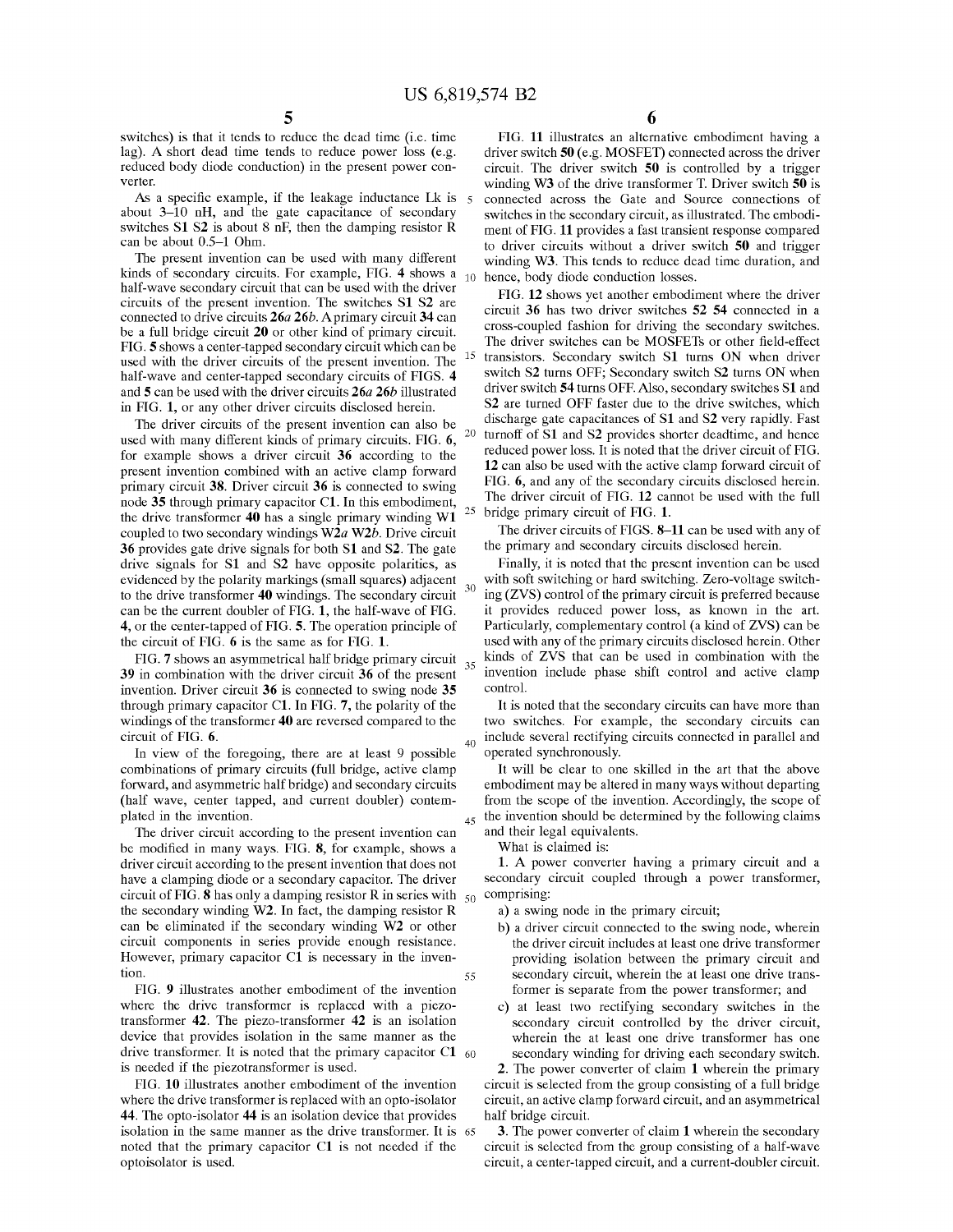switches) is that it tends to reduce the dead time (i.e. time lag). A short dead time tends to reduce power loss (e.g. reduced body diode conduction) in the present power converter.

As a specific example, if the leakage inductance Lk is about 3–10 nH, and the gate capacitance of secondary switches S1 S2 is about 8 nF, then the damping resistor R can be about 0.5–1 Ohm.

The present invention can be used with many different kinds of secondary circuits. For example, FIG. 4 shows a half-wave secondary circuit that can be used with the driver circuits of the present invention. The switches S1 S2 are connected to drive circuits **26a 26b**. A primary circuit **34** can be a full bridge circuit **20** or other kind of primary circuit. FIG. **5** shows a center-tapped secondary circuit which can be used with the driver circuits of the present invention. The half-wave and center-tapped secondary circuits of FIGS. **4** and **5** can be used with the driver circuits **26a 26b** illustrated in FIG. **1**, or any other driver circuits disclosed herein.

The driver circuits of the present invention can also be used with many different kinds of primary circuits. FIG. **6**, for example shows a driver circuit **36** according to the present invention combined with an active clamp forward primary circuit **38**. Driver circuit **36** is connected to swing node **35** through primary capacitor C1. In this embodiment, the drive transformer **40** has a single primary winding W1 coupled to two secondary windings W2a W2b. Drive circuit **36** provides gate drive signals for both S1 and S2. The gate drive signals for S1 and S2 have opposite polarities, as evidenced by the polarity markings (small squares) adjacent to the drive transformer **40** windings. The secondary circuit can be the current doubler of FIG. **1**, the half-wave of FIG. **4**, or the center-tapped of FIG. **5**. The operation principle of the circuit of FIG. **6** is the same as for FIG. **1**.

FIG. **7** shows an asymmetrical half bridge primary circuit **39** in combination with the driver circuit **36** of the present invention. Driver circuit **36** is connected to swing node **35** through primary capacitor C1. In FIG. **7**, the polarity of the windings of the transformer **40** are reversed compared to the circuit of FIG. **6**.

In view of the foregoing, there are at least 9 possible combinations of primary circuits (full bridge, active clamp forward, and asymmetric half bridge) and secondary circuits (half wave, center tapped, and current doubler) contemplated in the invention.

The driver circuit according to the present invention can be modified in many ways. FIG. **8**, for example, shows a driver circuit according to the present invention that does not have a clamping diode or a secondary capacitor. The driver circuit of FIG. **8** has only a damping resistor R in series with the secondary winding W2. In fact, the damping resistor R can be eliminated if the secondary winding W2 or other circuit components in series provide enough resistance. However, primary capacitor C1 is necessary in the invention.

FIG. **9** illustrates another embodiment of the invention where the drive transformer is replaced with a piezo-transformer **42**. The piezo-transformer **42** is an isolation device that provides isolation in the same manner as the drive transformer. It is noted that the primary capacitor C1 is needed if the piezotransformer is used.

FIG. **10** illustrates another embodiment of the invention where the drive transformer is replaced with an opto-isolator **44**. The opto-isolator **44** is an isolation device that provides isolation in the same manner as the drive transformer. It is noted that the primary capacitor C1 is not needed if the optoisolator is used.

FIG. **11** illustrates an alternative embodiment having a driver switch **50** (e.g. MOSFET) connected across the driver circuit. The driver switch **50** is controlled by a trigger winding W3 of the drive transformer T. Driver switch **50** is connected across the Gate and Source connections of switches in the secondary circuit, as illustrated. The embodiment of FIG. **11** provides a fast transient response compared to driver circuits without a driver switch **50** and trigger winding W3. This tends to reduce dead time duration, and hence, body diode conduction losses.

FIG. **12** shows yet another embodiment where the driver circuit **36** has two driver switches **52 54** connected in a cross-coupled fashion for driving the secondary switches. The driver switches can be MOSFETs or other field-effect transistors. Secondary switch S1 turns ON when driver switch S2 turns OFF; Secondary switch S2 turns ON when driver switch **54** turns OFF. Also, secondary switches S1 and S2 are turned OFF faster due to the drive switches, which discharge gate capacitances of S1 and S2 very rapidly. Fast turnoff of S1 and S2 provides shorter deadtime, and hence reduced power loss. It is noted that the driver circuit of FIG. **12** can also be used with the active clamp forward circuit of FIG. **6**, and any of the secondary circuits disclosed herein. The driver circuit of FIG. **12** cannot be used with the full bridge primary circuit of FIG. **1**.

The driver circuits of FIGS. **8–11** can be used with any of the primary and secondary circuits disclosed herein.

Finally, it is noted that the present invention can be used with soft switching or hard switching. Zero-voltage switching (ZVS) control of the primary circuit is preferred because it provides reduced power loss, as known in the art. Particularly, complementary control (a kind of ZVS) can be used with any of the primary circuits disclosed herein. Other kinds of ZVS that can be used in combination with the invention include phase shift control and active clamp control.

It is noted that the secondary circuits can have more than two switches. For example, the secondary circuits can include several rectifying circuits connected in parallel and operated synchronously.

It will be clear to one skilled in the art that the above embodiment may be altered in many ways without departing from the scope of the invention. Accordingly, the scope of the invention should be determined by the following claims and their legal equivalents.

What is claimed is:

**1**. A power converter having a primary circuit and a secondary circuit coupled through a power transformer, comprising:

a) a swing node in the primary circuit;

b) a driver circuit connected to the swing node, wherein the driver circuit includes at least one drive transformer providing isolation between the primary circuit and secondary circuit, wherein the at least one drive transformer is separate from the power transformer; and

c) at least two rectifying secondary switches in the secondary circuit controlled by the driver circuit, wherein the at least one drive transformer has one secondary winding for driving each secondary switch.

**2**. The power converter of claim **1** wherein the primary circuit is selected from the group consisting of a full bridge circuit, an active clamp forward circuit, and an asymmetrical half bridge circuit.

**3**. The power converter of claim **1** wherein the secondary circuit is selected from the group consisting of a half-wave circuit, a center-tapped circuit, and a current-doubler circuit.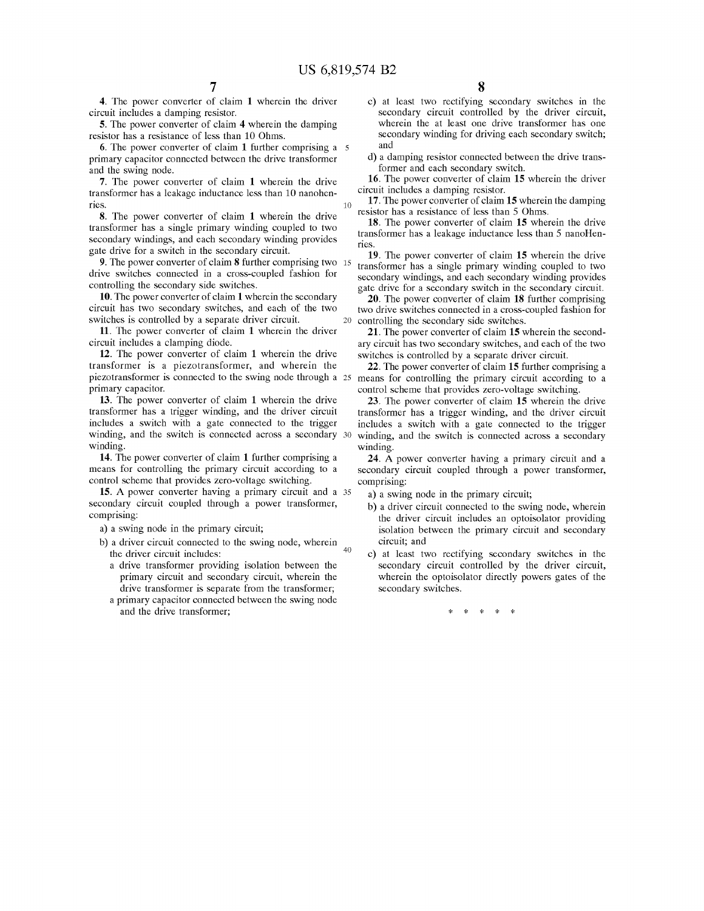4. The power converter of claim 1 wherein the driver circuit includes a damping resistor.

5. The power converter of claim 4 wherein the damping resistor has a resistance of less than 10 Ohms.

6. The power converter of claim 1 further comprising a primary capacitor connected between the drive transformer and the swing node.

7. The power converter of claim 1 wherein the drive transformer has a leakage inductance less than 10 nanohenries.

8. The power converter of claim 1 wherein the drive transformer has a single primary winding coupled to two secondary windings, and each secondary winding provides gate drive for a switch in the secondary circuit.

9. The power converter of claim 8 further comprising two drive switches connected in a cross-coupled fashion for controlling the secondary side switches.

10. The power converter of claim 1 wherein the secondary circuit has two secondary switches, and each of the two switches is controlled by a separate driver circuit.

11. The power converter of claim 1 wherein the driver circuit includes a clamping diode.

12. The power converter of claim 1 wherein the drive transformer is a piezotransformer, and wherein the piezotransformer is connected to the swing node through a primary capacitor.

13. The power converter of claim 1 wherein the drive transformer has a trigger winding, and the driver circuit includes a switch with a gate connected to the trigger winding, and the switch is connected across a secondary winding.

14. The power converter of claim 1 further comprising a means for controlling the primary circuit according to a control scheme that provides zero-voltage switching.

15. A power converter having a primary circuit and a secondary circuit coupled through a power transformer, comprising:

a) a swing node in the primary circuit;

b) a driver circuit connected to the swing node, wherein the driver circuit includes:

a drive transformer providing isolation between the primary circuit and secondary circuit, wherein the drive transformer is separate from the transformer;

a primary capacitor connected between the swing node and the drive transformer;

c) at least two rectifying secondary switches in the secondary circuit controlled by the driver circuit, wherein the at least one drive transformer has one secondary winding for driving each secondary switch; and

d) a damping resistor connected between the drive transformer and each secondary switch.

16. The power converter of claim 15 wherein the driver circuit includes a damping resistor.

17. The power converter of claim 15 wherein the damping resistor has a resistance of less than 5 Ohms.

18. The power converter of claim 15 wherein the drive transformer has a leakage inductance less than 5 nanoHenries.

19. The power converter of claim 15 wherein the drive transformer has a single primary winding coupled to two secondary windings, and each secondary winding provides gate drive for a secondary switch in the secondary circuit.

20. The power converter of claim 18 further comprising two drive switches connected in a cross-coupled fashion for controlling the secondary side switches.

21. The power converter of claim 15 wherein the secondary circuit has two secondary switches, and each of the two switches is controlled by a separate driver circuit.

22. The power converter of claim 15 further comprising a means for controlling the primary circuit according to a control scheme that provides zero-voltage switching.

23. The power converter of claim 15 wherein the drive transformer has a trigger winding, and the driver circuit includes a switch with a gate connected to the trigger winding, and the switch is connected across a secondary winding.

24. A power converter having a primary circuit and a secondary circuit coupled through a power transformer, comprising:

a) a swing node in the primary circuit;

b) a driver circuit connected to the swing node, wherein the driver circuit includes an optoisolator providing isolation between the primary circuit and secondary circuit; and

c) at least two rectifying secondary switches in the secondary circuit controlled by the driver circuit, wherein the optoisolator directly powers gates of the secondary switches.

* * * * *